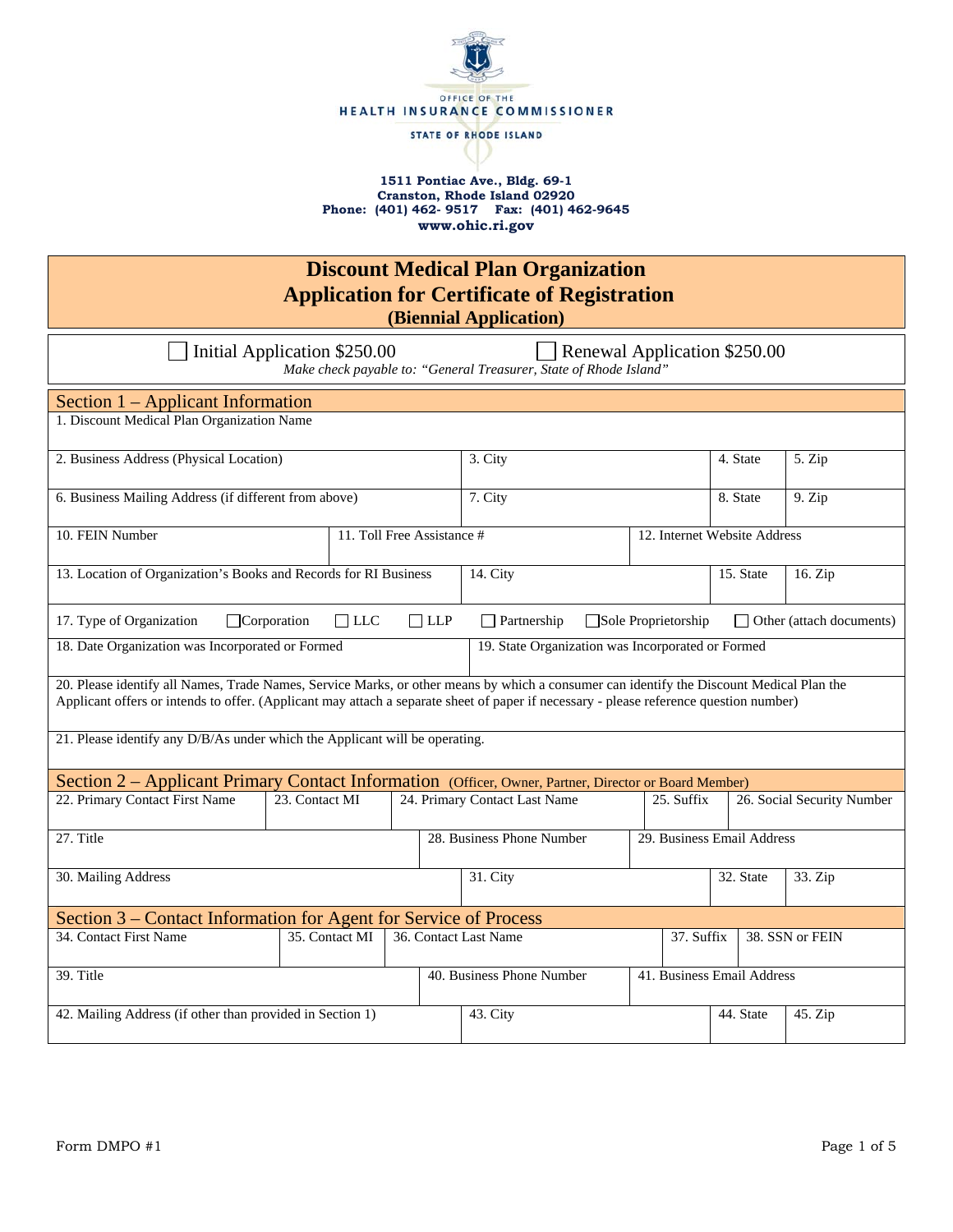OFFICE OF THE
**HEALTH INSURANCE COMMISSIONER**
STATE OF RHODE ISLAND

**1511 Pontiac Ave., Bldg. 69-1**
**Cranston, Rhode Island 02920**
**Phone: (401) 462- 9517 Fax: (401) 462-9645**
**www.ohic.ri.gov**

# Discount Medical Plan Organization
# Application for Certificate of Registration
## (Biennial Application)

☐ Initial Application $250.00 ☐ Renewal Application $250.00

*Make check payable to: "General Treasurer, State of Rhode Island"*

## Section 1 – Applicant Information

| 1. Discount Medical Plan Organization Name | | | |
|---|---|---|---|
| 2. Business Address (Physical Location) | 3. City | 4. State | 5. Zip |
| 6. Business Mailing Address (if different from above) | 7. City | 8. State | 9. Zip |

| 10. FEIN Number | 11. Toll Free Assistance # | 12. Internet Website Address |
|---|---|---|

| 13. Location of Organization's Books and Records for RI Business | 14. City | 15. State | 16. Zip |
|---|---|---|---|

17. Type of Organization ☐ Corporation ☐ LLC ☐ LLP ☐ Partnership ☐ Sole Proprietorship ☐ Other (attach documents)

| 18. Date Organization was Incorporated or Formed | 19. State Organization was Incorporated or Formed |
|---|---|

20. Please identify all Names, Trade Names, Service Marks, or other means by which a consumer can identify the Discount Medical Plan the Applicant offers or intends to offer. (Applicant may attach a separate sheet of paper if necessary - please reference question number)

21. Please identify any D/B/As under which the Applicant will be operating.

## Section 2 – Applicant Primary Contact Information (Officer, Owner, Partner, Director or Board Member)

| 22. Primary Contact First Name | 23. Contact MI | 24. Primary Contact Last Name | 25. Suffix | 26. Social Security Number |
|---|---|---|---|---|

| 27. Title | 28. Business Phone Number | 29. Business Email Address |
|---|---|---|

| 30. Mailing Address | 31. City | 32. State | 33. Zip |
|---|---|---|---|

## Section 3 – Contact Information for Agent for Service of Process

| 34. Contact First Name | 35. Contact MI | 36. Contact Last Name | 37. Suffix | 38. SSN or FEIN |
|---|---|---|---|---|

| 39. Title | 40. Business Phone Number | 41. Business Email Address |
|---|---|---|

| 42. Mailing Address (if other than provided in Section 1) | 43. City | 44. State | 45. Zip |
|---|---|---|---|

Form DMPO #1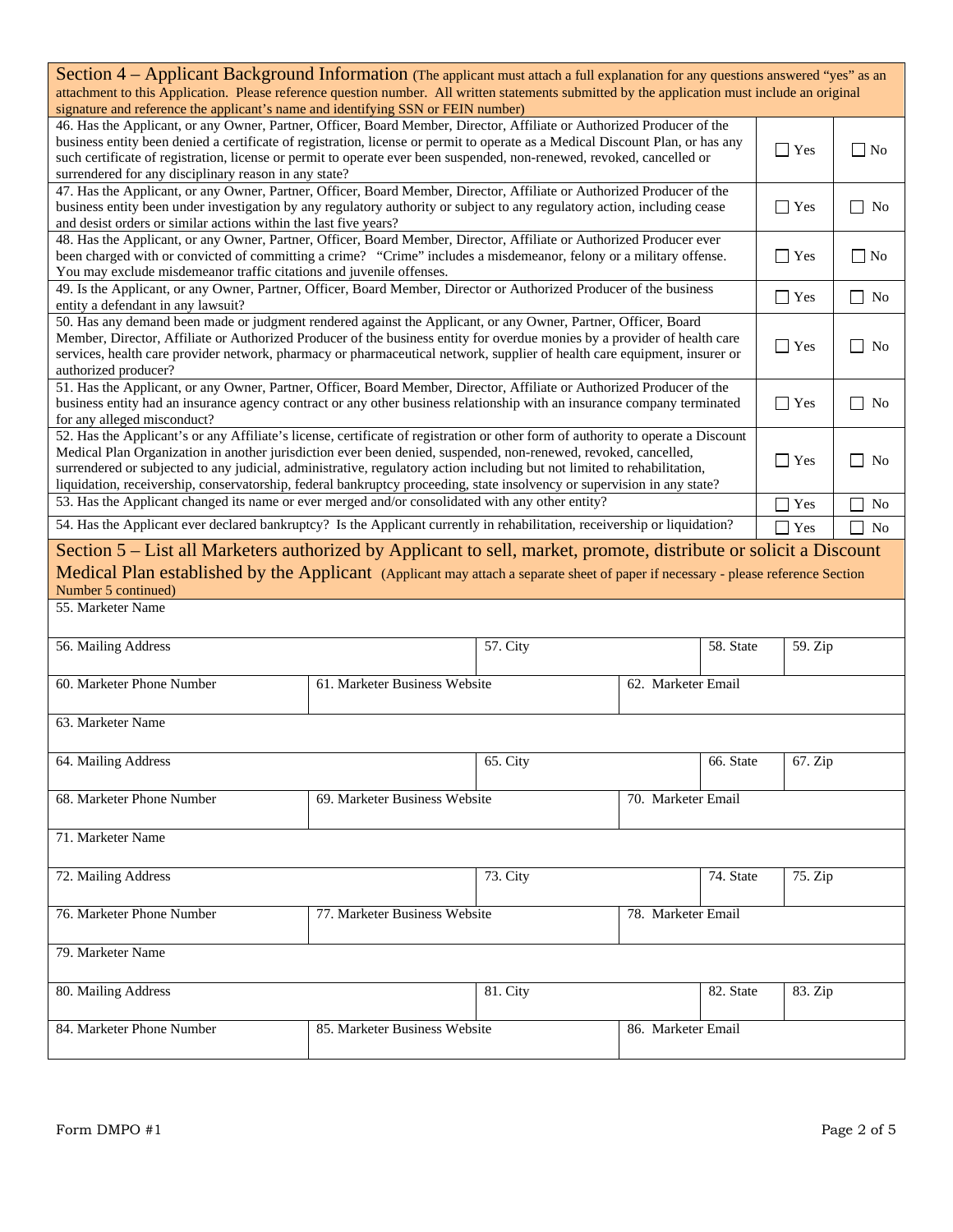## Section 4 – Applicant Background Information

(The applicant must attach a full explanation for any questions answered "yes" as an attachment to this Application. Please reference question number. All written statements submitted by the application must include an original signature and reference the applicant's name and identifying SSN or FEIN number)

| Question | Yes | No |
|---|---|---|
| 46. Has the Applicant, or any Owner, Partner, Officer, Board Member, Director, Affiliate or Authorized Producer of the business entity been denied a certificate of registration, license or permit to operate as a Medical Discount Plan, or has any such certificate of registration, license or permit to operate ever been suspended, non-renewed, revoked, cancelled or surrendered for any disciplinary reason in any state? | ☐ Yes | ☐ No |
| 47. Has the Applicant, or any Owner, Partner, Officer, Board Member, Director, Affiliate or Authorized Producer of the business entity been under investigation by any regulatory authority or subject to any regulatory action, including cease and desist orders or similar actions within the last five years? | ☐ Yes | ☐ No |
| 48. Has the Applicant, or any Owner, Partner, Officer, Board Member, Director, Affiliate or Authorized Producer ever been charged with or convicted of committing a crime? "Crime" includes a misdemeanor, felony or a military offense. You may exclude misdemeanor traffic citations and juvenile offenses. | ☐ Yes | ☐ No |
| 49. Is the Applicant, or any Owner, Partner, Officer, Board Member, Director or Authorized Producer of the business entity a defendant in any lawsuit? | ☐ Yes | ☐ No |
| 50. Has any demand been made or judgment rendered against the Applicant, or any Owner, Partner, Officer, Board Member, Director, Affiliate or Authorized Producer of the business entity for overdue monies by a provider of health care services, health care provider network, pharmacy or pharmaceutical network, supplier of health care equipment, insurer or authorized producer? | ☐ Yes | ☐ No |
| 51. Has the Applicant, or any Owner, Partner, Officer, Board Member, Director, Affiliate or Authorized Producer of the business entity had an insurance agency contract or any other business relationship with an insurance company terminated for any alleged misconduct? | ☐ Yes | ☐ No |
| 52. Has the Applicant's or any Affiliate's license, certificate of registration or other form of authority to operate a Discount Medical Plan Organization in another jurisdiction ever been denied, suspended, non-renewed, revoked, cancelled, surrendered or subjected to any judicial, administrative, regulatory action including but not limited to rehabilitation, liquidation, receivership, conservatorship, federal bankruptcy proceeding, state insolvency or supervision in any state? | ☐ Yes | ☐ No |
| 53. Has the Applicant changed its name or ever merged and/or consolidated with any other entity? | ☐ Yes | ☐ No |
| 54. Has the Applicant ever declared bankruptcy? Is the Applicant currently in rehabilitation, receivership or liquidation? | ☐ Yes | ☐ No |

## Section 5 – List all Marketers authorized by Applicant to sell, market, promote, distribute or solicit a Discount Medical Plan established by the Applicant

(Applicant may attach a separate sheet of paper if necessary - please reference Section Number 5 continued)

| 55. Marketer Name | | | | |
|---|---|---|---|---|
| 56. Mailing Address | | 57. City | 58. State | 59. Zip |
| 60. Marketer Phone Number | 61. Marketer Business Website | 62. Marketer Email | | |
| 63. Marketer Name | | | | |
| 64. Mailing Address | | 65. City | 66. State | 67. Zip |
| 68. Marketer Phone Number | 69. Marketer Business Website | 70. Marketer Email | | |
| 71. Marketer Name | | | | |
| 72. Mailing Address | | 73. City | 74. State | 75. Zip |
| 76. Marketer Phone Number | 77. Marketer Business Website | 78. Marketer Email | | |
| 79. Marketer Name | | | | |
| 80. Mailing Address | | 81. City | 82. State | 83. Zip |
| 84. Marketer Phone Number | 85. Marketer Business Website | 86. Marketer Email | | |

Form DMPO #1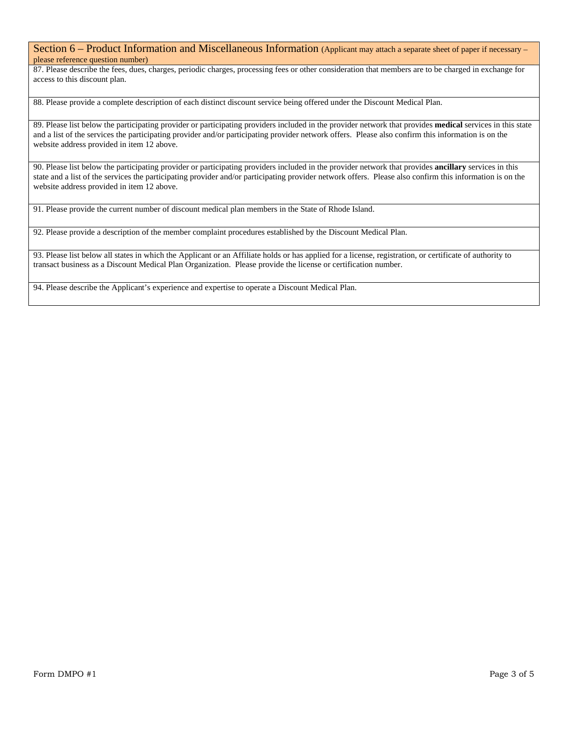## Section 6 – Product Information and Miscellaneous Information (Applicant may attach a separate sheet of paper if necessary – please reference question number)

87. Please describe the fees, dues, charges, periodic charges, processing fees or other consideration that members are to be charged in exchange for access to this discount plan.

88. Please provide a complete description of each distinct discount service being offered under the Discount Medical Plan.

89. Please list below the participating provider or participating providers included in the provider network that provides **medical** services in this state and a list of the services the participating provider and/or participating provider network offers. Please also confirm this information is on the website address provided in item 12 above.

90. Please list below the participating provider or participating providers included in the provider network that provides **ancillary** services in this state and a list of the services the participating provider and/or participating provider network offers. Please also confirm this information is on the website address provided in item 12 above.

91. Please provide the current number of discount medical plan members in the State of Rhode Island.

92. Please provide a description of the member complaint procedures established by the Discount Medical Plan.

93. Please list below all states in which the Applicant or an Affiliate holds or has applied for a license, registration, or certificate of authority to transact business as a Discount Medical Plan Organization. Please provide the license or certification number.

94. Please describe the Applicant's experience and expertise to operate a Discount Medical Plan.

Form DMPO #1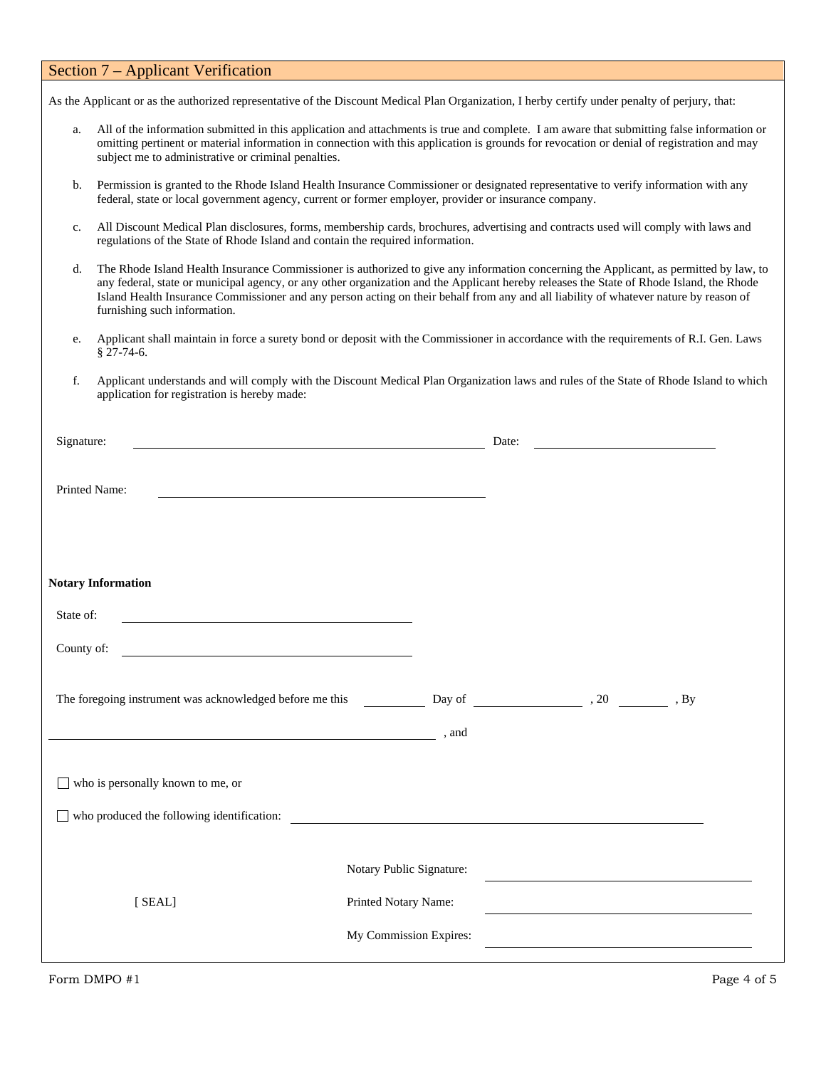## Section 7 – Applicant Verification

As the Applicant or as the authorized representative of the Discount Medical Plan Organization, I herby certify under penalty of perjury, that:

a. All of the information submitted in this application and attachments is true and complete. I am aware that submitting false information or omitting pertinent or material information in connection with this application is grounds for revocation or denial of registration and may subject me to administrative or criminal penalties.

b. Permission is granted to the Rhode Island Health Insurance Commissioner or designated representative to verify information with any federal, state or local government agency, current or former employer, provider or insurance company.

c. All Discount Medical Plan disclosures, forms, membership cards, brochures, advertising and contracts used will comply with laws and regulations of the State of Rhode Island and contain the required information.

d. The Rhode Island Health Insurance Commissioner is authorized to give any information concerning the Applicant, as permitted by law, to any federal, state or municipal agency, or any other organization and the Applicant hereby releases the State of Rhode Island, the Rhode Island Health Insurance Commissioner and any person acting on their behalf from any and all liability of whatever nature by reason of furnishing such information.

e. Applicant shall maintain in force a surety bond or deposit with the Commissioner in accordance with the requirements of R.I. Gen. Laws § 27-74-6.

f. Applicant understands and will comply with the Discount Medical Plan Organization laws and rules of the State of Rhode Island to which application for registration is hereby made:

Signature: ____________________________ Date: ________________

Printed Name: ____________________________

**Notary Information**

State of: ____________________________

County of: ____________________________

The foregoing instrument was acknowledged before me this ________ Day of ____________ , 20 ______ , By

____________________________________ , and

☐ who is personally known to me, or

☐ who produced the following identification: ____________________________

[ SEAL]

Notary Public Signature: ____________________________

Printed Notary Name: ____________________________

My Commission Expires: ____________________________

Form DMPO #1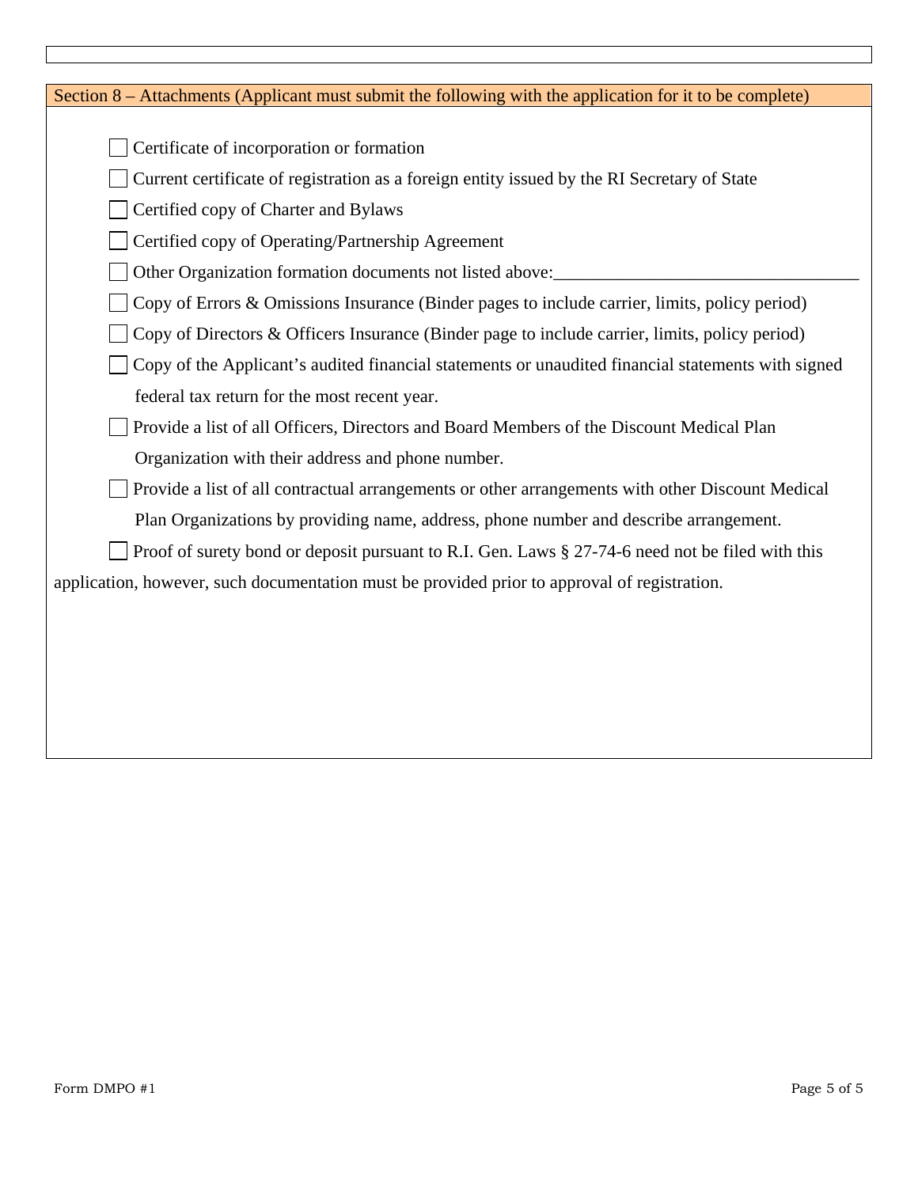## Section 8 – Attachments (Applicant must submit the following with the application for it to be complete)

- ☐ Certificate of incorporation or formation
- ☐ Current certificate of registration as a foreign entity issued by the RI Secretary of State
- ☐ Certified copy of Charter and Bylaws
- ☐ Certified copy of Operating/Partnership Agreement
- ☐ Other Organization formation documents not listed above:___________________________________
- ☐ Copy of Errors & Omissions Insurance (Binder pages to include carrier, limits, policy period)
- ☐ Copy of Directors & Officers Insurance (Binder page to include carrier, limits, policy period)
- ☐ Copy of the Applicant's audited financial statements or unaudited financial statements with signed federal tax return for the most recent year.
- ☐ Provide a list of all Officers, Directors and Board Members of the Discount Medical Plan Organization with their address and phone number.
- ☐ Provide a list of all contractual arrangements or other arrangements with other Discount Medical Plan Organizations by providing name, address, phone number and describe arrangement.
- ☐ Proof of surety bond or deposit pursuant to R.I. Gen. Laws § 27-74-6 need not be filed with this application, however, such documentation must be provided prior to approval of registration.

Form DMPO #1